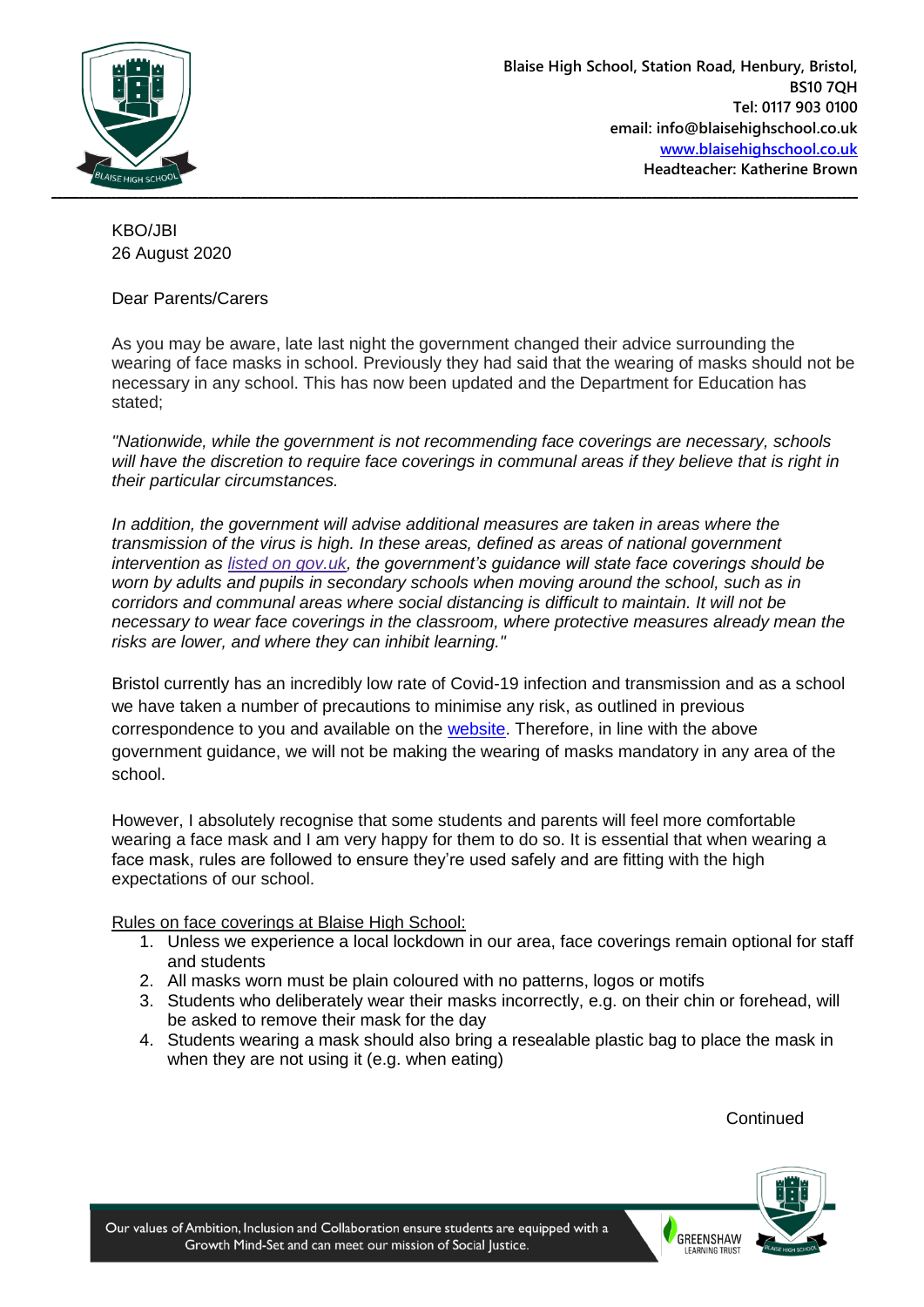Blaise High School, Station Road, Henbury, Bristol, BS10 7QH
Tel: 0117 903 0100
email: info@blaisehighschool.co.uk
www.blaisehighschool.co.uk
Headteacher: Katherine Brown

KBO/JBI
26 August 2020

Dear Parents/Carers

As you may be aware, late last night the government changed their advice surrounding the wearing of face masks in school. Previously they had said that the wearing of masks should not be necessary in any school. This has now been updated and the Department for Education has stated;

*"Nationwide, while the government is not recommending face coverings are necessary, schools will have the discretion to require face coverings in communal areas if they believe that is right in their particular circumstances.*

*In addition, the government will advise additional measures are taken in areas where the transmission of the virus is high. In these areas, defined as areas of national government intervention as listed on gov.uk, the government's guidance will state face coverings should be worn by adults and pupils in secondary schools when moving around the school, such as in corridors and communal areas where social distancing is difficult to maintain. It will not be necessary to wear face coverings in the classroom, where protective measures already mean the risks are lower, and where they can inhibit learning."*

Bristol currently has an incredibly low rate of Covid-19 infection and transmission and as a school we have taken a number of precautions to minimise any risk, as outlined in previous correspondence to you and available on the website. Therefore, in line with the above government guidance, we will not be making the wearing of masks mandatory in any area of the school.

However, I absolutely recognise that some students and parents will feel more comfortable wearing a face mask and I am very happy for them to do so. It is essential that when wearing a face mask, rules are followed to ensure they're used safely and are fitting with the high expectations of our school.

Rules on face coverings at Blaise High School:

1. Unless we experience a local lockdown in our area, face coverings remain optional for staff and students
2. All masks worn must be plain coloured with no patterns, logos or motifs
3. Students who deliberately wear their masks incorrectly, e.g. on their chin or forehead, will be asked to remove their mask for the day
4. Students wearing a mask should also bring a resealable plastic bag to place the mask in when they are not using it (e.g. when eating)

Continued

Our values of Ambition, Inclusion and Collaboration ensure students are equipped with a Growth Mind-Set and can meet our mission of Social Justice.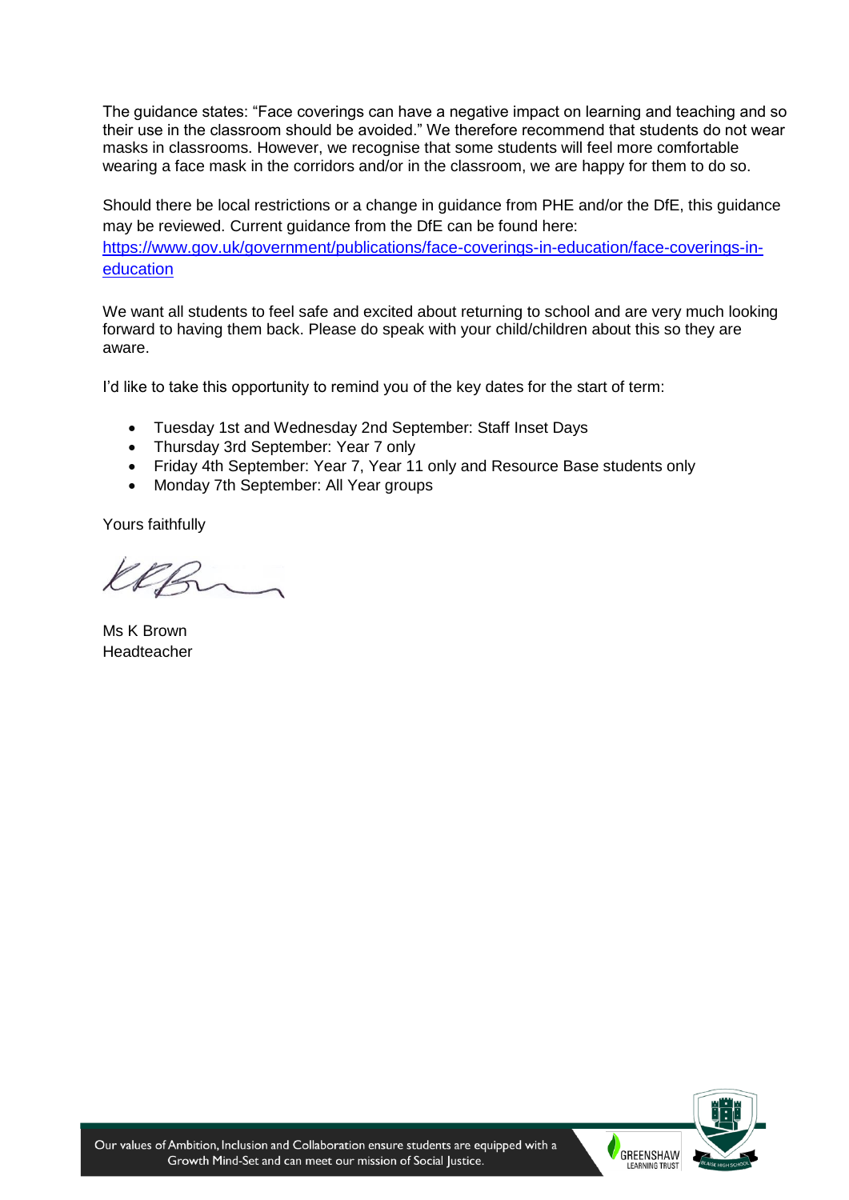The guidance states: “Face coverings can have a negative impact on learning and teaching and so their use in the classroom should be avoided.” We therefore recommend that students do not wear masks in classrooms. However, we recognise that some students will feel more comfortable wearing a face mask in the corridors and/or in the classroom, we are happy for them to do so.

Should there be local restrictions or a change in guidance from PHE and/or the DfE, this guidance may be reviewed. Current guidance from the DfE can be found here: [https://www.gov.uk/government/publications/face-coverings-in-education/face-coverings-in-education](https://www.gov.uk/government/publications/face-coverings-in-education/face-coverings-in-education)

We want all students to feel safe and excited about returning to school and are very much looking forward to having them back. Please do speak with your child/children about this so they are aware.

I’d like to take this opportunity to remind you of the key dates for the start of term:

- Tuesday 1st and Wednesday 2nd September: Staff Inset Days
- Thursday 3rd September: Year 7 only
- Friday 4th September: Year 7, Year 11 only and Resource Base students only
- Monday 7th September: All Year groups

Yours faithfully

Ms K Brown
Headteacher